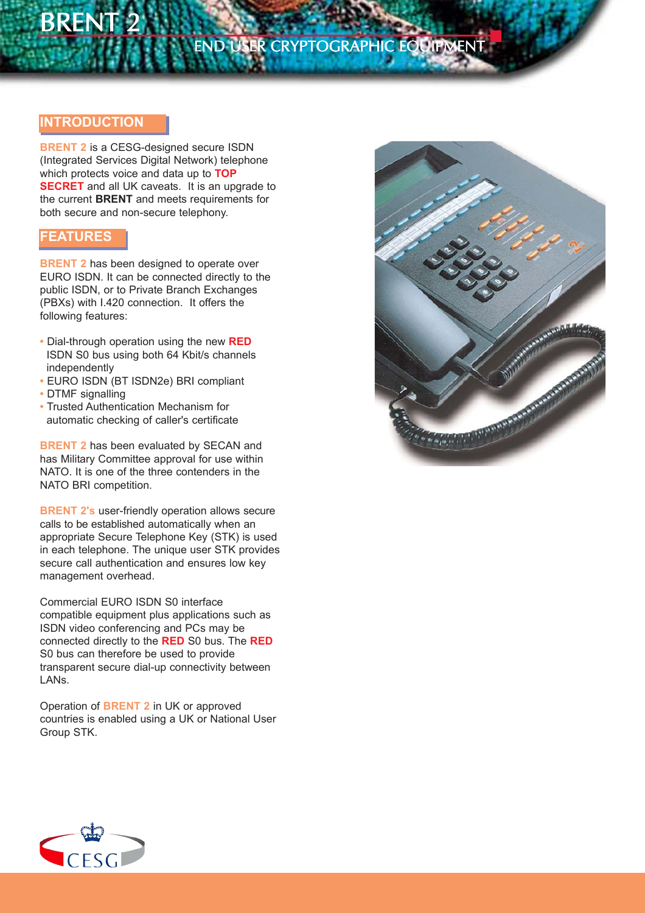# BRENT 2

## END USER CRYPTOGRAPHIC EQUIPMENT

## INTRODUCTION

**BRENT 2** is a CESG-designed secure ISDN (Integrated Services Digital Network) telephone which protects voice and data up to **TOP SECRET** and all UK caveats. It is an upgrade to the current **BRENT** and meets requirements for both secure and non-secure telephony.

## FEATURES

**BRENT 2** has been designed to operate over EURO ISDN. It can be connected directly to the public ISDN, or to Private Branch Exchanges (PBXs) with I.420 connection. It offers the following features:

- Dial-through operation using the new **RED** ISDN S0 bus using both 64 Kbit/s channels independently
- EURO ISDN (BT ISDN2e) BRI compliant
- DTMF signalling
- Trusted Authentication Mechanism for automatic checking of caller's certificate

**BRENT 2** has been evaluated by SECAN and has Military Committee approval for use within NATO. It is one of the three contenders in the NATO BRI competition.

**BRENT 2's** user-friendly operation allows secure calls to be established automatically when an appropriate Secure Telephone Key (STK) is used in each telephone. The unique user STK provides secure call authentication and ensures low key management overhead.

Commercial EURO ISDN S0 interface compatible equipment plus applications such as ISDN video conferencing and PCs may be connected directly to the **RED** S0 bus. The **RED** S0 bus can therefore be used to provide transparent secure dial-up connectivity between LANs.

Operation of **BRENT 2** in UK or approved countries is enabled using a UK or National User Group STK.

CESG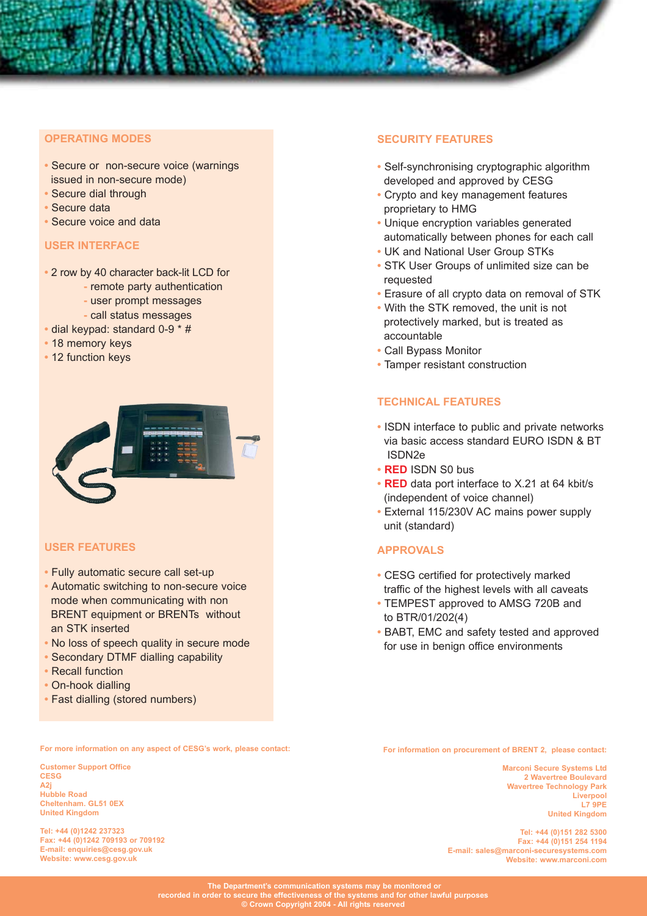## OPERATING MODES

- Secure or non-secure voice (warnings issued in non-secure mode)
- Secure dial through
- Secure data
- Secure voice and data

## USER INTERFACE

- 2 row by 40 character back-lit LCD for
  - remote party authentication
  - user prompt messages
  - call status messages
- dial keypad: standard 0-9 * #
- 18 memory keys
- 12 function keys

## USER FEATURES

- Fully automatic secure call set-up
- Automatic switching to non-secure voice mode when communicating with non BRENT equipment or BRENTs without an STK inserted
- No loss of speech quality in secure mode
- Secondary DTMF dialling capability
- Recall function
- On-hook dialling
- Fast dialling (stored numbers)

## SECURITY FEATURES

- Self-synchronising cryptographic algorithm developed and approved by CESG
- Crypto and key management features proprietary to HMG
- Unique encryption variables generated automatically between phones for each call
- UK and National User Group STKs
- STK User Groups of unlimited size can be requested
- Erasure of all crypto data on removal of STK
- With the STK removed, the unit is not protectively marked, but is treated as accountable
- Call Bypass Monitor
- Tamper resistant construction

## TECHNICAL FEATURES

- ISDN interface to public and private networks via basic access standard EURO ISDN & BT ISDN2e
- **RED** ISDN S0 bus
- **RED** data port interface to X.21 at 64 kbit/s (independent of voice channel)
- External 115/230V AC mains power supply unit (standard)

## APPROVALS

- CESG certified for protectively marked traffic of the highest levels with all caveats
- TEMPEST approved to AMSG 720B and to BTR/01/202(4)
- BABT, EMC and safety tested and approved for use in benign office environments

**For more information on any aspect of CESG's work, please contact:**

Customer Support Office
CESG
A2j
Hubble Road
Cheltenham. GL51 0EX
United Kingdom

Tel: +44 (0)1242 237323
Fax: +44 (0)1242 709193 or 709192
E-mail: enquiries@cesg.gov.uk
Website: www.cesg.gov.uk

**For information on procurement of BRENT 2, please contact:**

Marconi Secure Systems Ltd
2 Wavertree Boulevard
Wavertree Technology Park
Liverpool
L7 9PE
United Kingdom

Tel: +44 (0)151 282 5300
Fax: +44 (0)151 254 1194
E-mail: sales@marconi-securesystems.com
Website: www.marconi.com

The Department's communication systems may be monitored or recorded in order to secure the effectiveness of the systems and for other lawful purposes
© Crown Copyright 2004 - All rights reserved